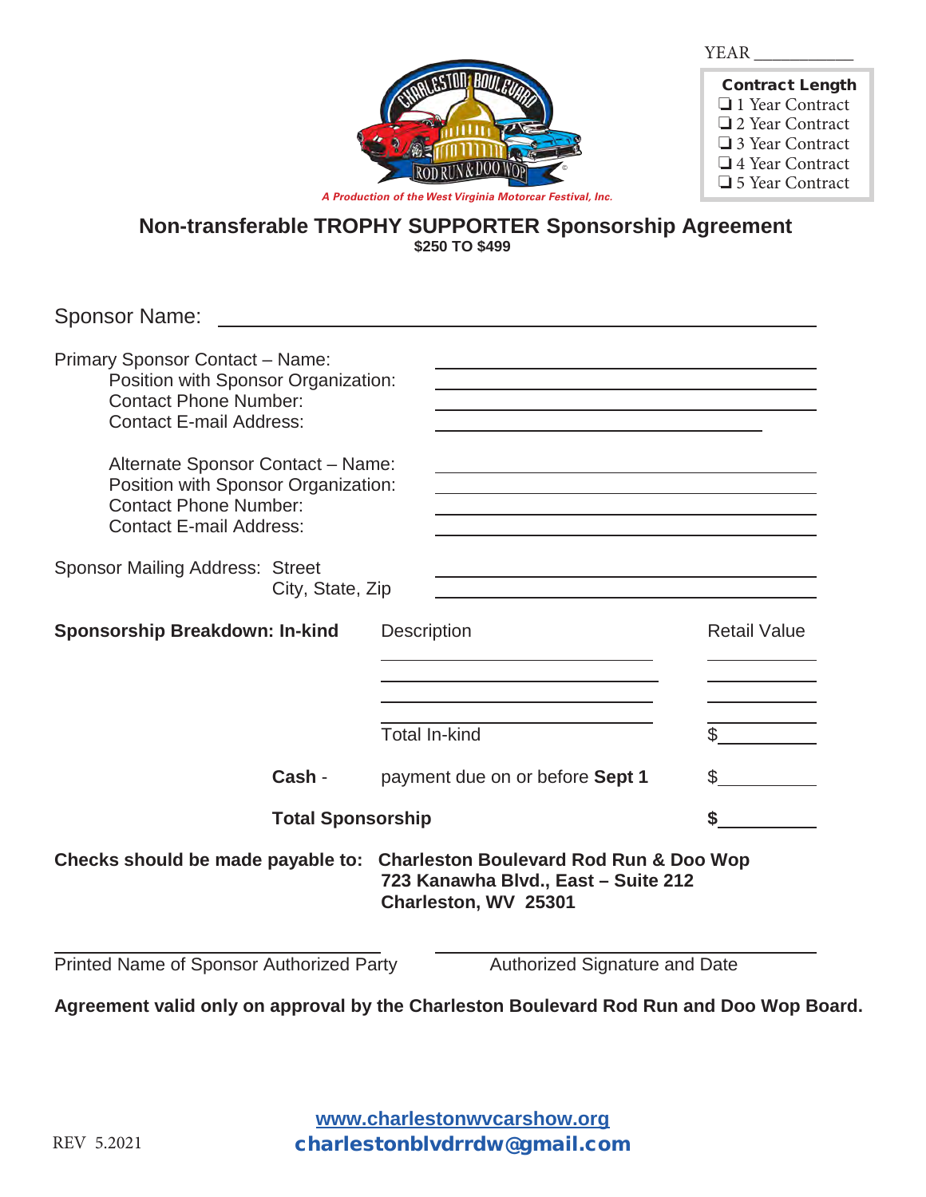YEAR ___________

**Contract Length**
- ❏ 1 Year Contract
- ❏ 2 Year Contract
- ❏ 3 Year Contract
- ❏ 4 Year Contract
- ❏ 5 Year Contract

*A Production of the West Virginia Motorcar Festival, Inc.*

# Non-transferable TROPHY SUPPORTER Sponsorship Agreement

**$250 TO $499**

Sponsor Name: ____________________________________________

Primary Sponsor Contact – Name: ______________________________
Position with Sponsor Organization: ______________________________
Contact Phone Number: ______________________________
Contact E-mail Address: ______________________________

Alternate Sponsor Contact – Name: ______________________________
Position with Sponsor Organization: ______________________________
Contact Phone Number: ______________________________
Contact E-mail Address: ______________________________

Sponsor Mailing Address: Street ______________________________
City, State, Zip ______________________________

| **Sponsorship Breakdown: In-kind** | Description | Retail Value |
|---|---|---|
| | ______________________ | __________ |
| | ______________________ | __________ |
| | ______________________ | __________ |
| | Total In-kind | $__________ |
| **Cash** - | payment due on or before **Sept 1** | $__________ |
| **Total Sponsorship** | | **$**__________ |

**Checks should be made payable to:** **Charleston Boulevard Rod Run & Doo Wop**
**723 Kanawha Blvd., East – Suite 212**
**Charleston, WV 25301**

______________________________ ______________________________
Printed Name of Sponsor Authorized Party Authorized Signature and Date

**Agreement valid only on approval by the Charleston Boulevard Rod Run and Doo Wop Board.**

www.charlestonwvcarshow.org
charlestonblvdrrdw@gmail.com

REV 5.2021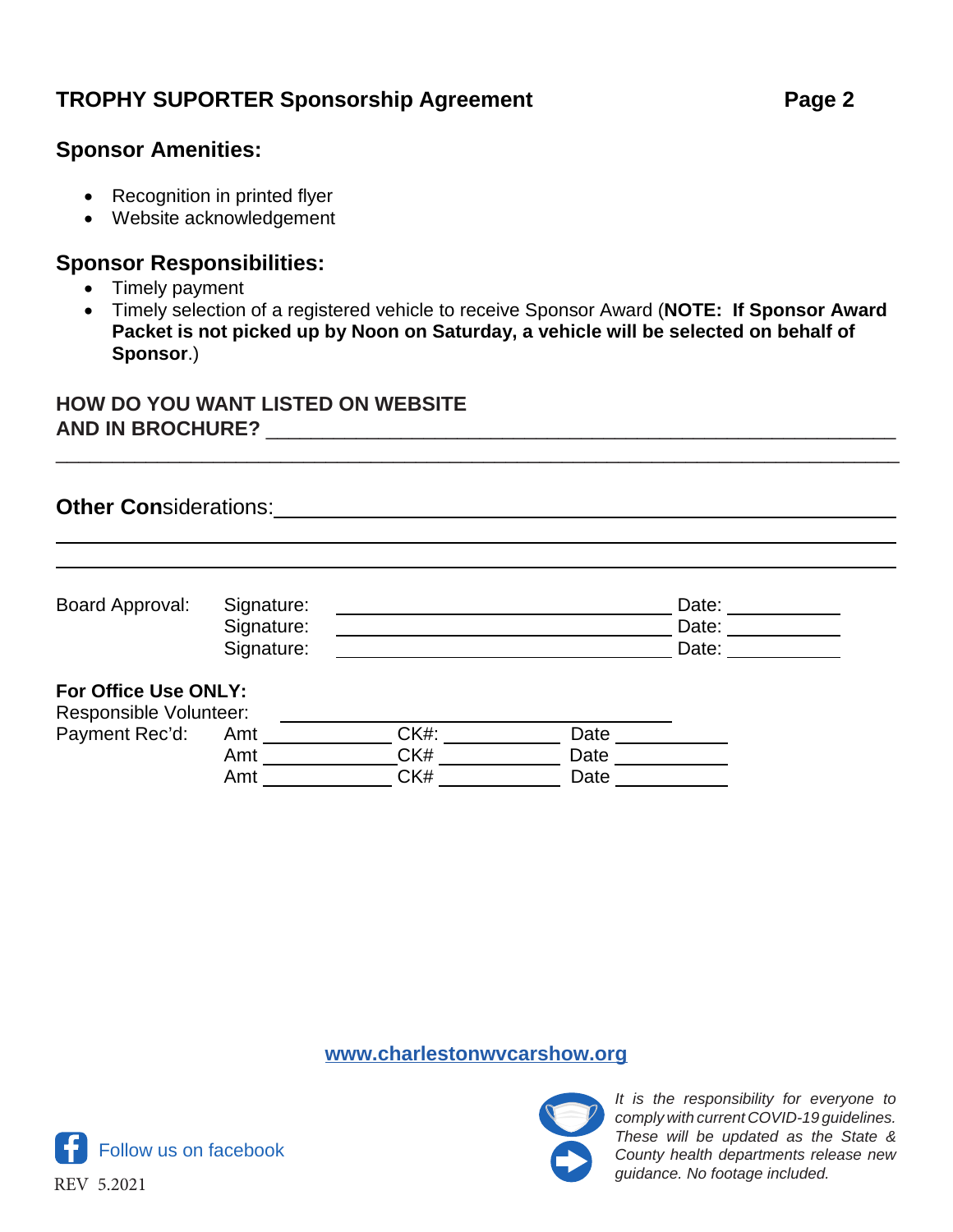## TROPHY SUPORTER Sponsorship Agreement

### Sponsor Amenities:

- Recognition in printed flyer
- Website acknowledgement

### Sponsor Responsibilities:

- Timely payment
- Timely selection of a registered vehicle to receive Sponsor Award (**NOTE: If Sponsor Award Packet is not picked up by Noon on Saturday, a vehicle will be selected on behalf of Sponsor**.)

**HOW DO YOU WANT LISTED ON WEBSITE AND IN BROCHURE?** ______________________________________________

______________________________________________________________________

**Other Con**siderations: ______________________________________________

______________________________________________________________________

______________________________________________________________________

| | | | | |
|---|---|---|---|---|
| Board Approval: | Signature: | ______________________ | Date: | __________ |
| | Signature: | ______________________ | Date: | __________ |
| | Signature: | ______________________ | Date: | __________ |

**For Office Use ONLY:**

Responsible Volunteer: ______________________

| | | | | | | |
|---|---|---|---|---|---|---|
| Payment Rec'd: | Amt | __________ | CK#: | __________ | Date | __________ |
| | Amt | __________ | CK# | __________ | Date | __________ |
| | Amt | __________ | CK# | __________ | Date | __________ |

www.charlestonwvcarshow.org

Follow us on facebook

*It is the responsibility for everyone to comply with current COVID-19 guidelines. These will be updated as the State & County health departments release new guidance. No footage included.*

REV 5.2021